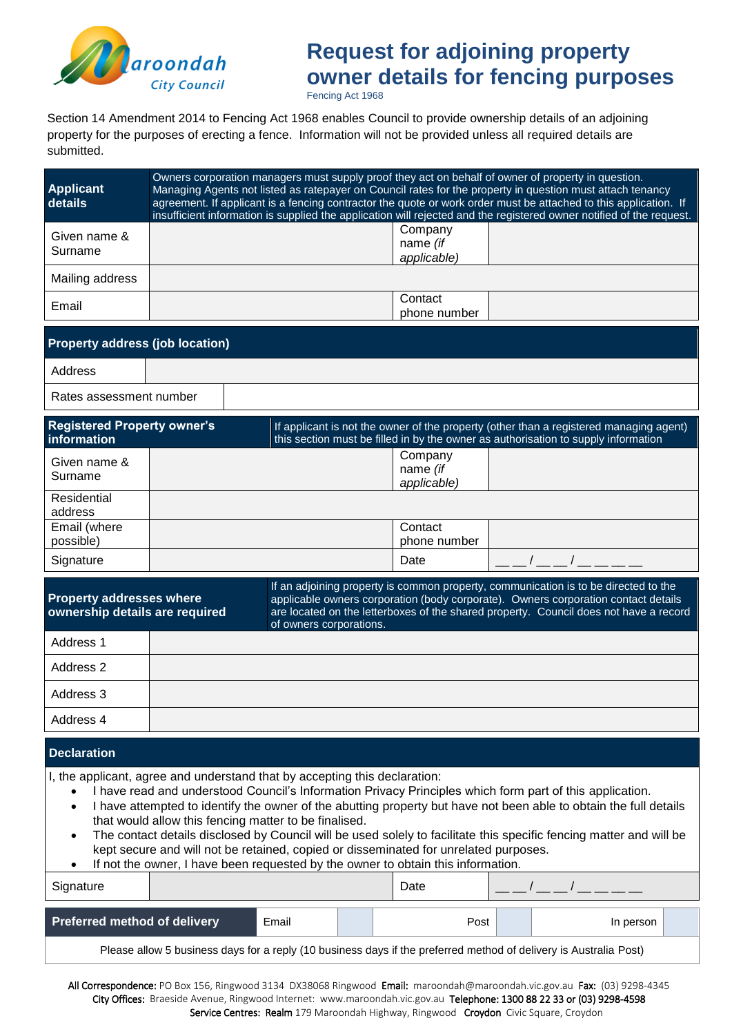Maroondah City Council

# Request for adjoining property owner details for fencing purposes

Fencing Act 1968

Section 14 Amendment 2014 to Fencing Act 1968 enables Council to provide ownership details of an adjoining property for the purposes of erecting a fence. Information will not be provided unless all required details are submitted.

| **Applicant details** | Owners corporation managers must supply proof they act on behalf of owner of property in question. Managing Agents not listed as ratepayer on Council rates for the property in question must attach tenancy agreement. If applicant is a fencing contractor the quote or work order must be attached to this application. If insufficient information is supplied the application will rejected and the registered owner notified of the request. | | |
|---|---|---|---|
| Given name & Surname | | Company name *(if applicable)* | |
| Mailing address | | | |
| Email | | Contact phone number | |

| **Property address (job location)** | |
|---|---|
| Address | |
| Rates assessment number | |

| **Registered Property owner's information** | If applicant is not the owner of the property (other than a registered managing agent) this section must be filled in by the owner as authorisation to supply information | | |
|---|---|---|---|
| Given name & Surname | | Company name *(if applicable)* | |
| Residential address | | | |
| Email (where possible) | | Contact phone number | |
| Signature | | Date | __ __ / __ __ / __ __ __ __ |

| **Property addresses where ownership details are required** | If an adjoining property is common property, communication is to be directed to the applicable owners corporation (body corporate). Owners corporation contact details are located on the letterboxes of the shared property. Council does not have a record of owners corporations. |
|---|---|
| Address 1 | |
| Address 2 | |
| Address 3 | |
| Address 4 | |

## Declaration

I, the applicant, agree and understand that by accepting this declaration:

- I have read and understood Council's Information Privacy Principles which form part of this application.
- I have attempted to identify the owner of the abutting property but have not been able to obtain the full details that would allow this fencing matter to be finalised.
- The contact details disclosed by Council will be used solely to facilitate this specific fencing matter and will be kept secure and will not be retained, copied or disseminated for unrelated purposes.
- If not the owner, I have been requested by the owner to obtain this information.

| Signature | | Date | __ __ / __ __ / __ __ __ __ |
|---|---|---|---|

| **Preferred method of delivery** | Email | | Post | | In person | |
|---|---|---|---|---|---|---|

Please allow 5 business days for a reply (10 business days if the preferred method of delivery is Australia Post)

**All Correspondence:** PO Box 156, Ringwood 3134 DX38068 Ringwood **Email:** maroondah@maroondah.vic.gov.au **Fax:** (03) 9298-4345
**City Offices:** Braeside Avenue, Ringwood Internet: www.maroondah.vic.gov.au **Telephone:** 1300 88 22 33 or (03) 9298-4598
**Service Centres:** **Realm** 179 Maroondah Highway, Ringwood **Croydon** Civic Square, Croydon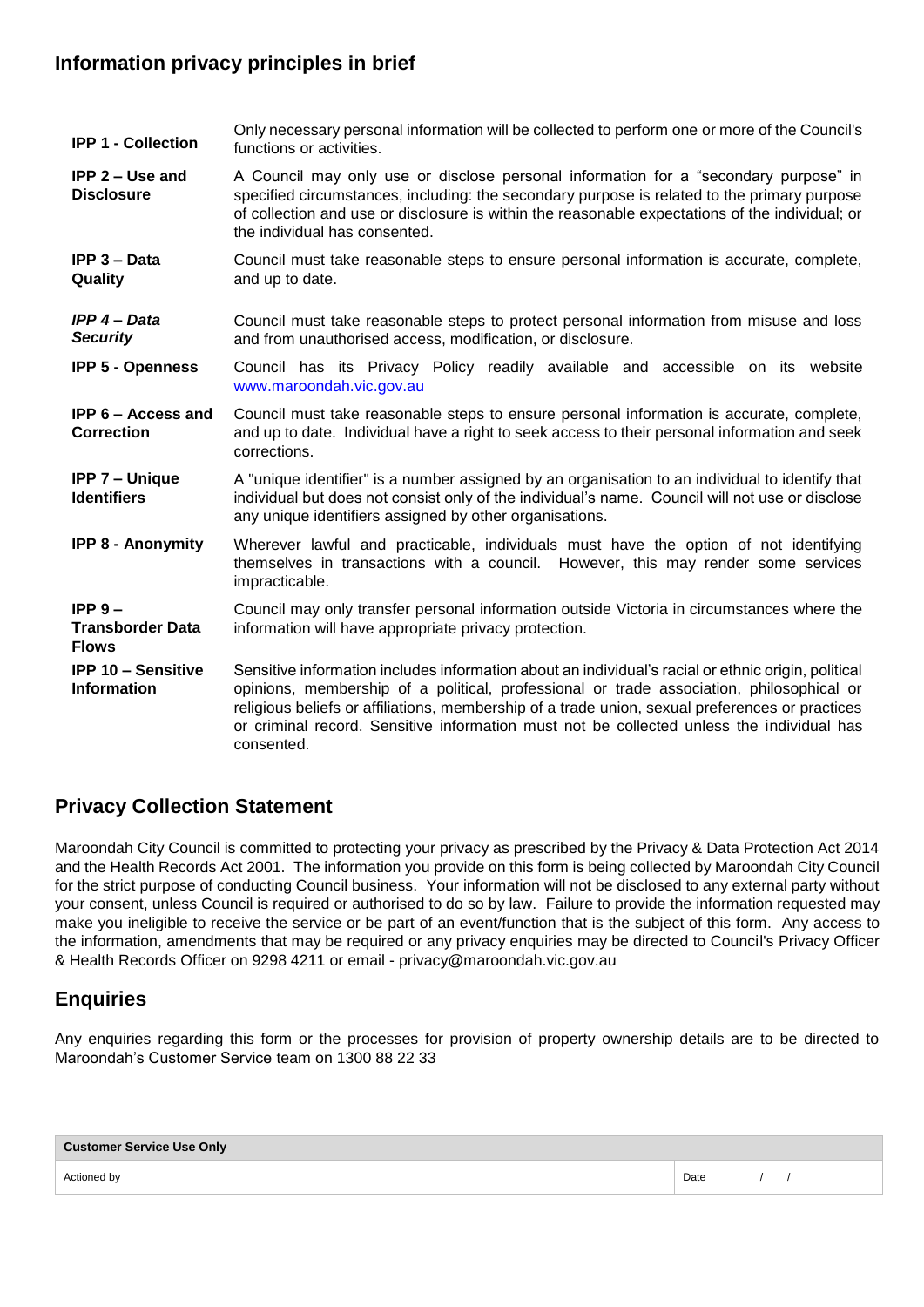## Information privacy principles in brief

| | |
|---|---|
| **IPP 1 - Collection** | Only necessary personal information will be collected to perform one or more of the Council's functions or activities. |
| **IPP 2 – Use and Disclosure** | A Council may only use or disclose personal information for a "secondary purpose" in specified circumstances, including: the secondary purpose is related to the primary purpose of collection and use or disclosure is within the reasonable expectations of the individual; or the individual has consented. |
| **IPP 3 – Data Quality** | Council must take reasonable steps to ensure personal information is accurate, complete, and up to date. |
| ***IPP 4 – Data Security*** | Council must take reasonable steps to protect personal information from misuse and loss and from unauthorised access, modification, or disclosure. |
| **IPP 5 - Openness** | Council has its Privacy Policy readily available and accessible on its website www.maroondah.vic.gov.au |
| **IPP 6 – Access and Correction** | Council must take reasonable steps to ensure personal information is accurate, complete, and up to date. Individual have a right to seek access to their personal information and seek corrections. |
| **IPP 7 – Unique Identifiers** | A "unique identifier" is a number assigned by an organisation to an individual to identify that individual but does not consist only of the individual's name. Council will not use or disclose any unique identifiers assigned by other organisations. |
| **IPP 8 - Anonymity** | Wherever lawful and practicable, individuals must have the option of not identifying themselves in transactions with a council. However, this may render some services impracticable. |
| **IPP 9 – Transborder Data Flows** | Council may only transfer personal information outside Victoria in circumstances where the information will have appropriate privacy protection. |
| **IPP 10 – Sensitive Information** | Sensitive information includes information about an individual's racial or ethnic origin, political opinions, membership of a political, professional or trade association, philosophical or religious beliefs or affiliations, membership of a trade union, sexual preferences or practices or criminal record. Sensitive information must not be collected unless the individual has consented. |

## Privacy Collection Statement

Maroondah City Council is committed to protecting your privacy as prescribed by the Privacy & Data Protection Act 2014 and the Health Records Act 2001. The information you provide on this form is being collected by Maroondah City Council for the strict purpose of conducting Council business. Your information will not be disclosed to any external party without your consent, unless Council is required or authorised to do so by law. Failure to provide the information requested may make you ineligible to receive the service or be part of an event/function that is the subject of this form. Any access to the information, amendments that may be required or any privacy enquiries may be directed to Council's Privacy Officer & Health Records Officer on 9298 4211 or email - privacy@maroondah.vic.gov.au

## Enquiries

Any enquiries regarding this form or the processes for provision of property ownership details are to be directed to Maroondah's Customer Service team on 1300 88 22 33

| **Customer Service Use Only** | |
|---|---|
| Actioned by | Date / / |